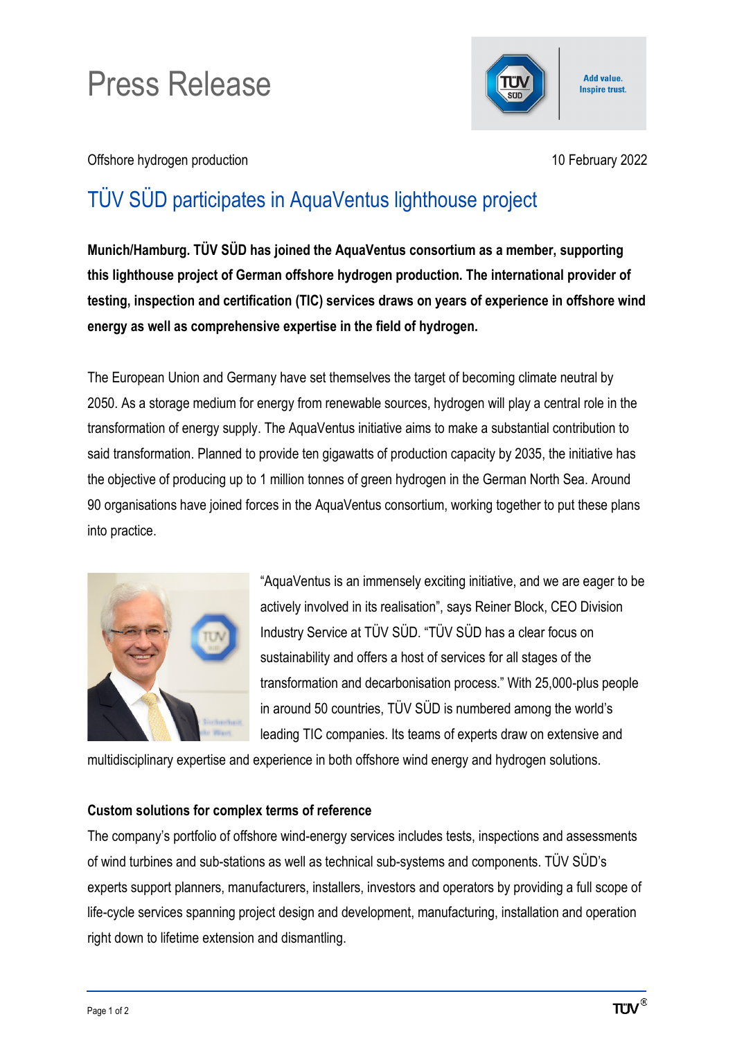# Press Release

Offshore hydrogen production

10 February 2022

## TÜV SÜD participates in AquaVentus lighthouse project

**Munich/Hamburg. TÜV SÜD has joined the AquaVentus consortium as a member, supporting this lighthouse project of German offshore hydrogen production. The international provider of testing, inspection and certification (TIC) services draws on years of experience in offshore wind energy as well as comprehensive expertise in the field of hydrogen.**

The European Union and Germany have set themselves the target of becoming climate neutral by 2050. As a storage medium for energy from renewable sources, hydrogen will play a central role in the transformation of energy supply. The AquaVentus initiative aims to make a substantial contribution to said transformation. Planned to provide ten gigawatts of production capacity by 2035, the initiative has the objective of producing up to 1 million tonnes of green hydrogen in the German North Sea. Around 90 organisations have joined forces in the AquaVentus consortium, working together to put these plans into practice.

"AquaVentus is an immensely exciting initiative, and we are eager to be actively involved in its realisation", says Reiner Block, CEO Division Industry Service at TÜV SÜD. "TÜV SÜD has a clear focus on sustainability and offers a host of services for all stages of the transformation and decarbonisation process." With 25,000-plus people in around 50 countries, TÜV SÜD is numbered among the world's leading TIC companies. Its teams of experts draw on extensive and multidisciplinary expertise and experience in both offshore wind energy and hydrogen solutions.

### Custom solutions for complex terms of reference

The company's portfolio of offshore wind-energy services includes tests, inspections and assessments of wind turbines and sub-stations as well as technical sub-systems and components. TÜV SÜD's experts support planners, manufacturers, installers, investors and operators by providing a full scope of life-cycle services spanning project design and development, manufacturing, installation and operation right down to lifetime extension and dismantling.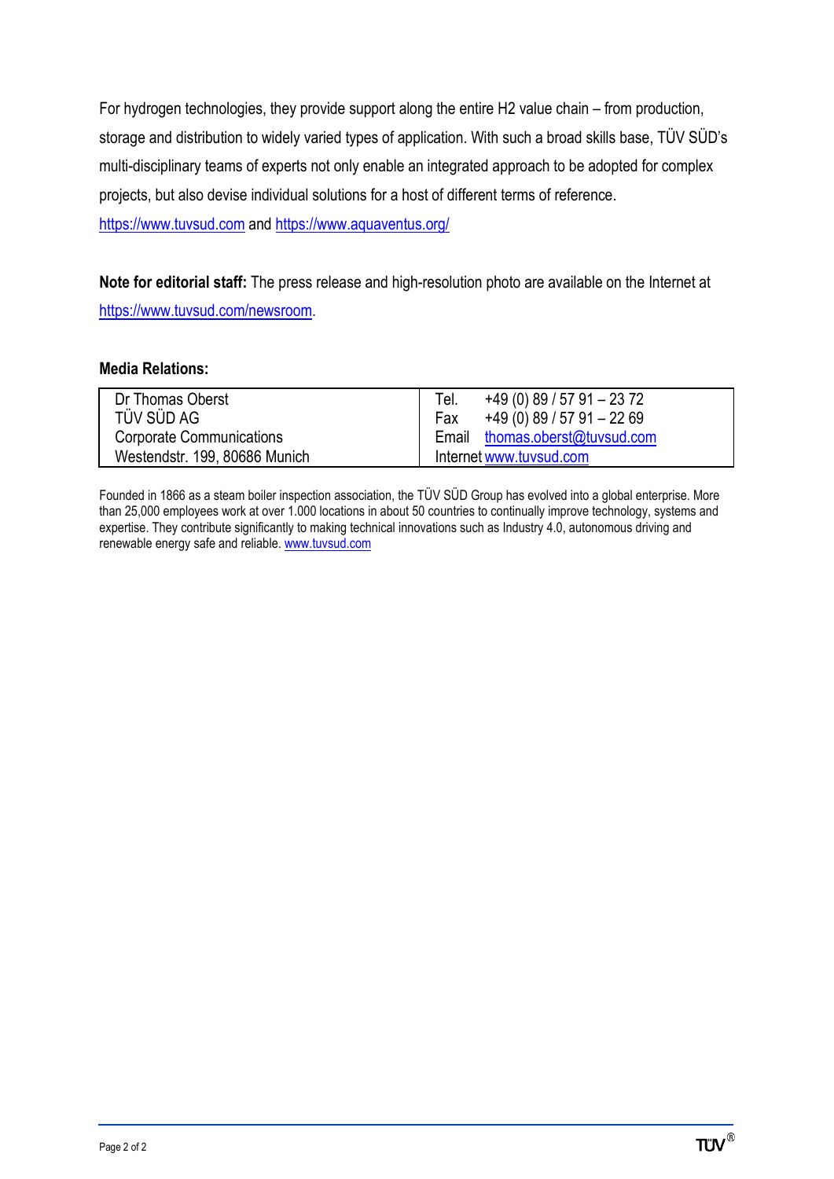For hydrogen technologies, they provide support along the entire H2 value chain – from production, storage and distribution to widely varied types of application. With such a broad skills base, TÜV SÜD's multi-disciplinary teams of experts not only enable an integrated approach to be adopted for complex projects, but also devise individual solutions for a host of different terms of reference. https://www.tuvsud.com and https://www.aquaventus.org/

**Note for editorial staff:** The press release and high-resolution photo are available on the Internet at https://www.tuvsud.com/newsroom.

**Media Relations:**

| | |
|---|---|
| Dr Thomas Oberst<br>TÜV SÜD AG<br>Corporate Communications<br>Westendstr. 199, 80686 Munich | Tel. +49 (0) 89 / 57 91 – 23 72<br>Fax +49 (0) 89 / 57 91 – 22 69<br>Email thomas.oberst@tuvsud.com<br>Internet www.tuvsud.com |

Founded in 1866 as a steam boiler inspection association, the TÜV SÜD Group has evolved into a global enterprise. More than 25,000 employees work at over 1.000 locations in about 50 countries to continually improve technology, systems and expertise. They contribute significantly to making technical innovations such as Industry 4.0, autonomous driving and renewable energy safe and reliable. www.tuvsud.com